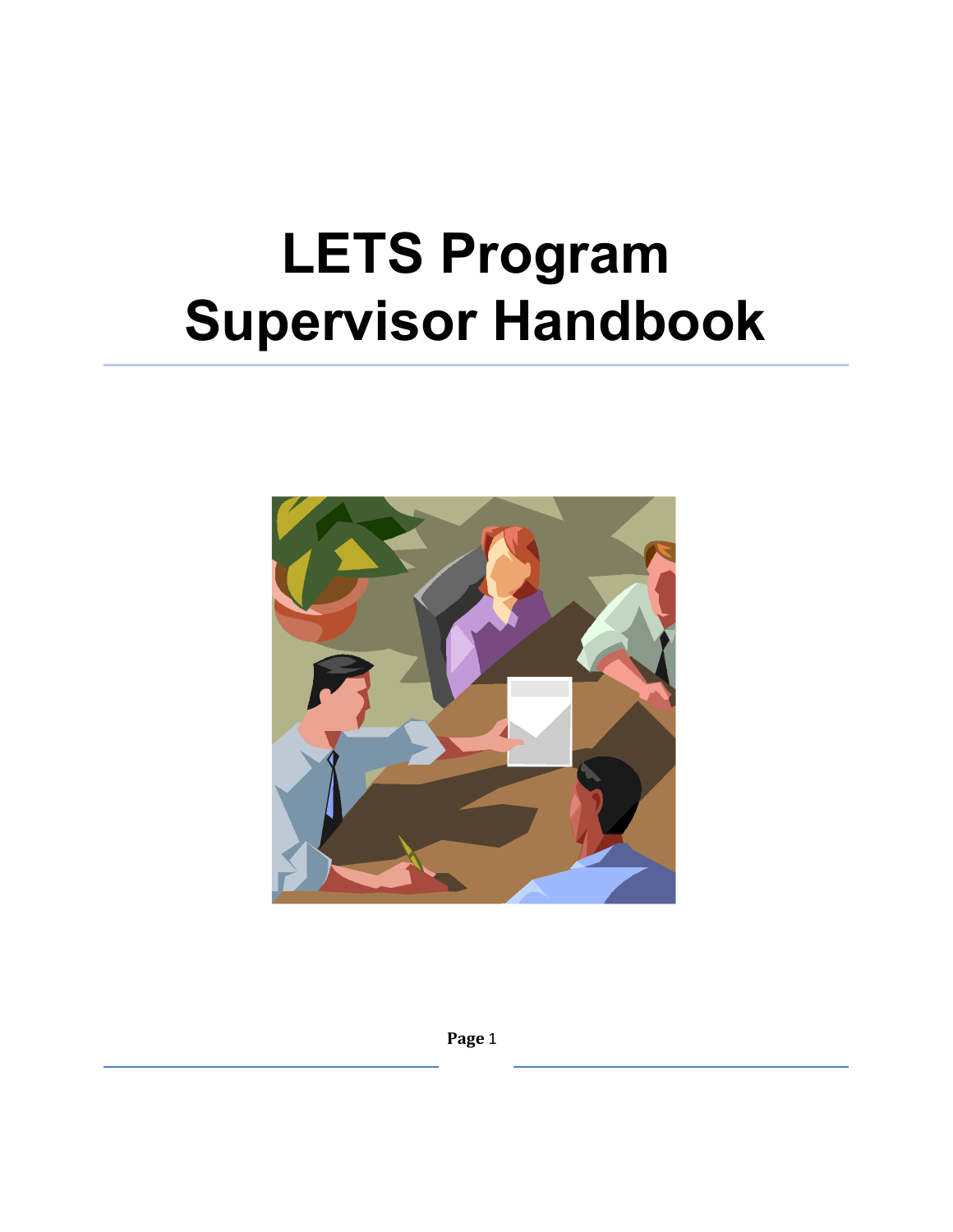# LETS Program Supervisor Handbook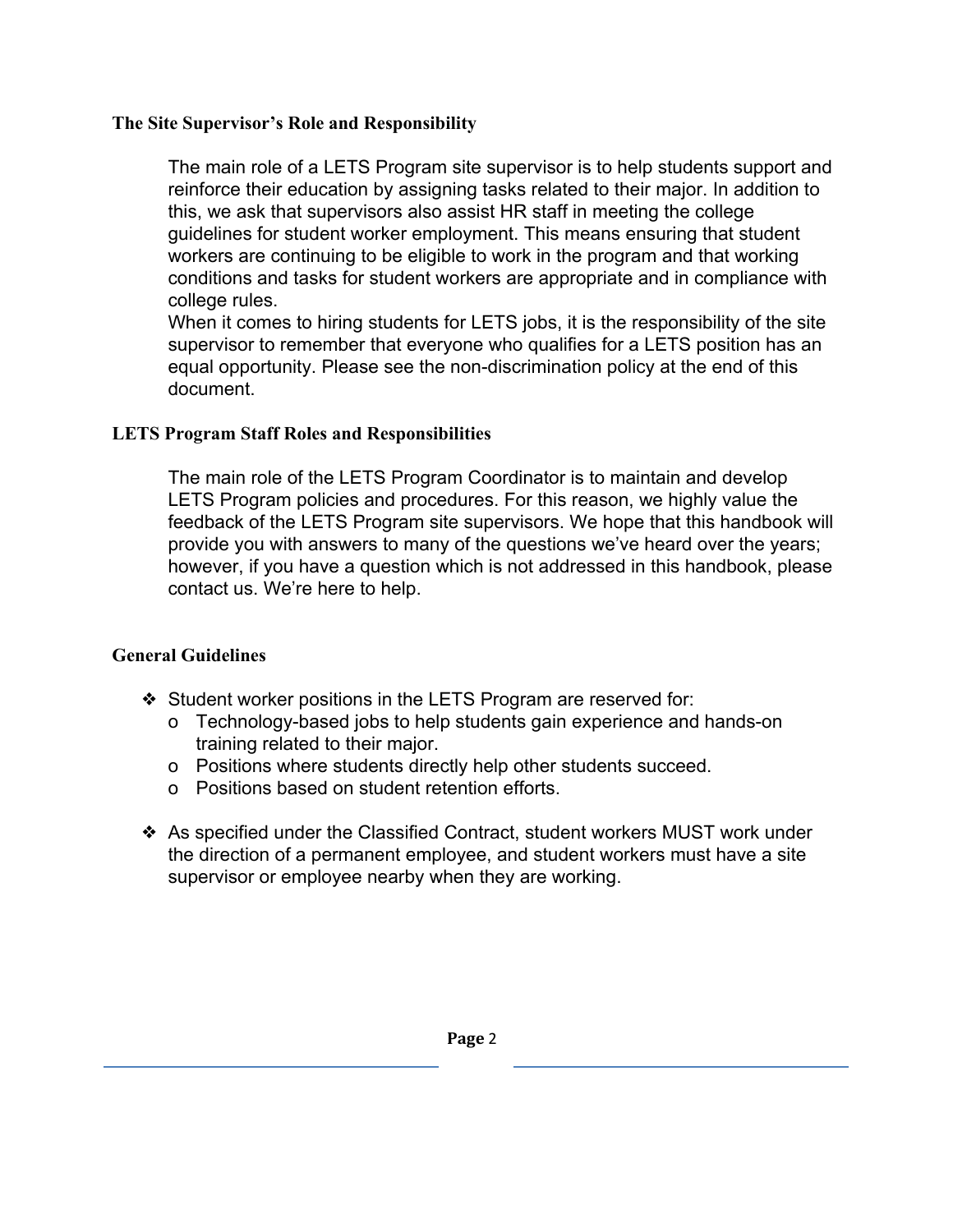### The Site Supervisor's Role and Responsibility

The main role of a LETS Program site supervisor is to help students support and reinforce their education by assigning tasks related to their major. In addition to this, we ask that supervisors also assist HR staff in meeting the college guidelines for student worker employment. This means ensuring that student workers are continuing to be eligible to work in the program and that working conditions and tasks for student workers are appropriate and in compliance with college rules.

When it comes to hiring students for LETS jobs, it is the responsibility of the site supervisor to remember that everyone who qualifies for a LETS position has an equal opportunity. Please see the non-discrimination policy at the end of this document.

### LETS Program Staff Roles and Responsibilities

The main role of the LETS Program Coordinator is to maintain and develop LETS Program policies and procedures. For this reason, we highly value the feedback of the LETS Program site supervisors. We hope that this handbook will provide you with answers to many of the questions we've heard over the years; however, if you have a question which is not addressed in this handbook, please contact us. We're here to help.

### General Guidelines

- Student worker positions in the LETS Program are reserved for:
  - Technology-based jobs to help students gain experience and hands-on training related to their major.
  - Positions where students directly help other students succeed.
  - Positions based on student retention efforts.
- As specified under the Classified Contract, student workers MUST work under the direction of a permanent employee, and student workers must have a site supervisor or employee nearby when they are working.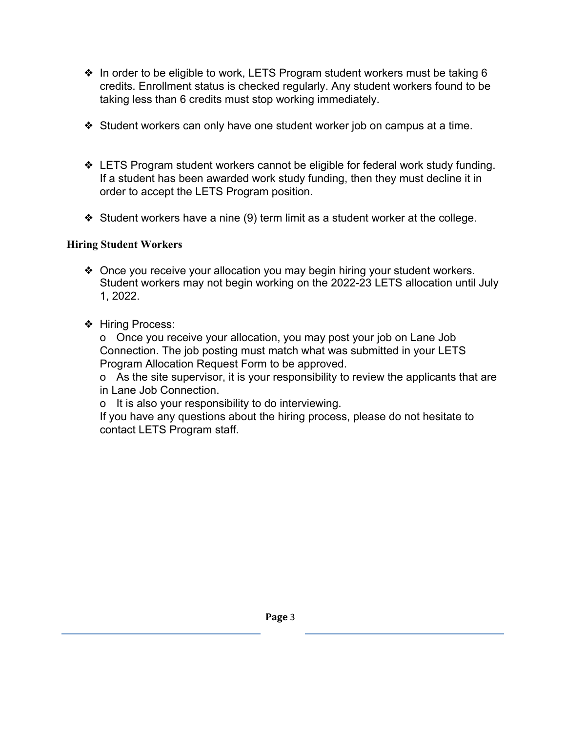- In order to be eligible to work, LETS Program student workers must be taking 6 credits. Enrollment status is checked regularly. Any student workers found to be taking less than 6 credits must stop working immediately.
- Student workers can only have one student worker job on campus at a time.
- LETS Program student workers cannot be eligible for federal work study funding. If a student has been awarded work study funding, then they must decline it in order to accept the LETS Program position.
- Student workers have a nine (9) term limit as a student worker at the college.

**Hiring Student Workers**

- Once you receive your allocation you may begin hiring your student workers. Student workers may not begin working on the 2022-23 LETS allocation until July 1, 2022.
- Hiring Process:
  - Once you receive your allocation, you may post your job on Lane Job Connection. The job posting must match what was submitted in your LETS Program Allocation Request Form to be approved.
  - As the site supervisor, it is your responsibility to review the applicants that are in Lane Job Connection.
  - It is also your responsibility to do interviewing.

  If you have any questions about the hiring process, please do not hesitate to contact LETS Program staff.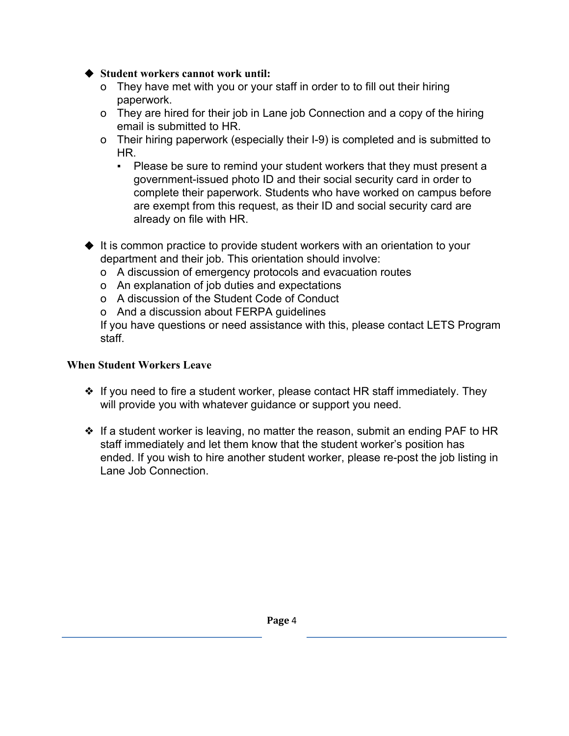- **Student workers cannot work until:**
  - They have met with you or your staff in order to to fill out their hiring paperwork.
  - They are hired for their job in Lane job Connection and a copy of the hiring email is submitted to HR.
  - Their hiring paperwork (especially their I-9) is completed and is submitted to HR.
    - Please be sure to remind your student workers that they must present a government-issued photo ID and their social security card in order to complete their paperwork. Students who have worked on campus before are exempt from this request, as their ID and social security card are already on file with HR.

- It is common practice to provide student workers with an orientation to your department and their job. This orientation should involve:
  - A discussion of emergency protocols and evacuation routes
  - An explanation of job duties and expectations
  - A discussion of the Student Code of Conduct
  - And a discussion about FERPA guidelines

  If you have questions or need assistance with this, please contact LETS Program staff.

**When Student Workers Leave**

- If you need to fire a student worker, please contact HR staff immediately. They will provide you with whatever guidance or support you need.

- If a student worker is leaving, no matter the reason, submit an ending PAF to HR staff immediately and let them know that the student worker's position has ended. If you wish to hire another student worker, please re-post the job listing in Lane Job Connection.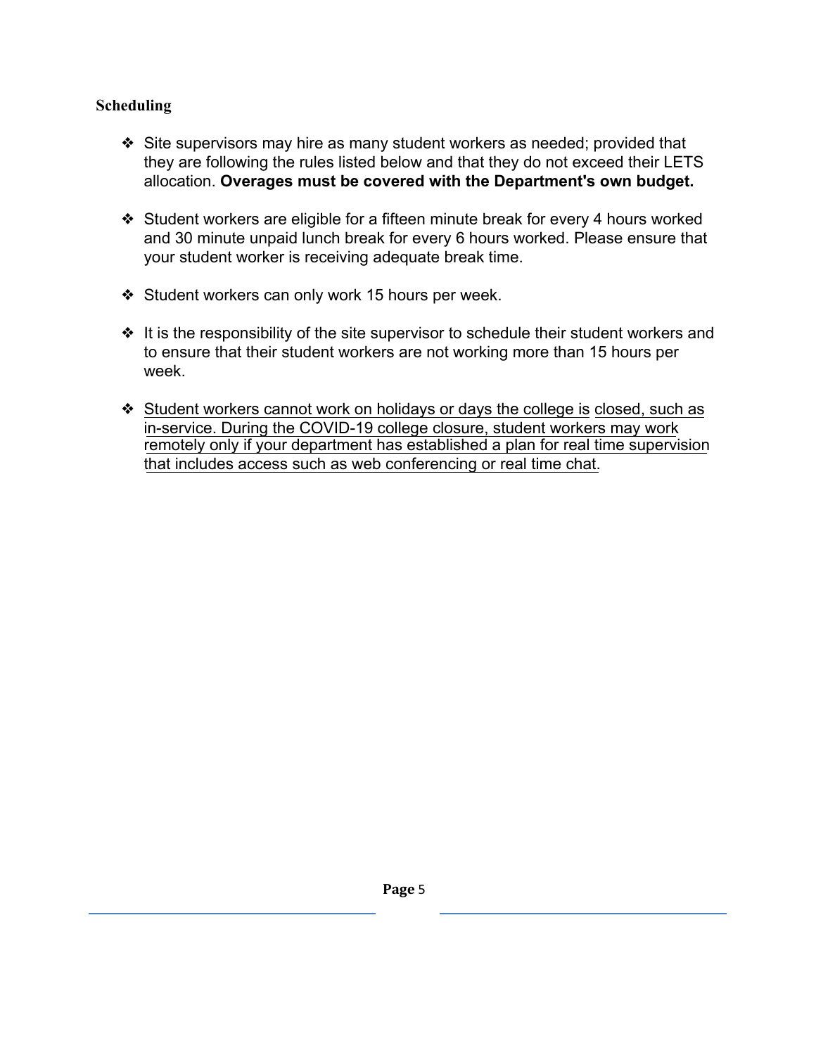### Scheduling

- Site supervisors may hire as many student workers as needed; provided that they are following the rules listed below and that they do not exceed their LETS allocation. **Overages must be covered with the Department's own budget.**

- Student workers are eligible for a fifteen minute break for every 4 hours worked and 30 minute unpaid lunch break for every 6 hours worked. Please ensure that your student worker is receiving adequate break time.

- Student workers can only work 15 hours per week.

- It is the responsibility of the site supervisor to schedule their student workers and to ensure that their student workers are not working more than 15 hours per week.

- <u>Student workers cannot work on holidays or days the college is closed, such as in-service. During the COVID-19 college closure, student workers may work remotely only if your department has established a plan for real time supervision that includes access such as web conferencing or real time chat</u>.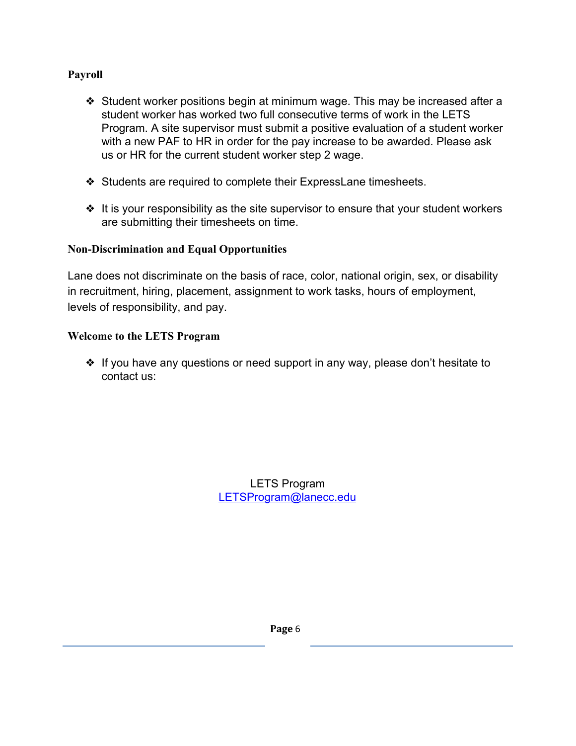### Payroll

- Student worker positions begin at minimum wage. This may be increased after a student worker has worked two full consecutive terms of work in the LETS Program. A site supervisor must submit a positive evaluation of a student worker with a new PAF to HR in order for the pay increase to be awarded. Please ask us or HR for the current student worker step 2 wage.

- Students are required to complete their ExpressLane timesheets.

- It is your responsibility as the site supervisor to ensure that your student workers are submitting their timesheets on time.

### Non-Discrimination and Equal Opportunities

Lane does not discriminate on the basis of race, color, national origin, sex, or disability in recruitment, hiring, placement, assignment to work tasks, hours of employment, levels of responsibility, and pay.

### Welcome to the LETS Program

- If you have any questions or need support in any way, please don't hesitate to contact us:

LETS Program
LETSProgram@lanecc.edu